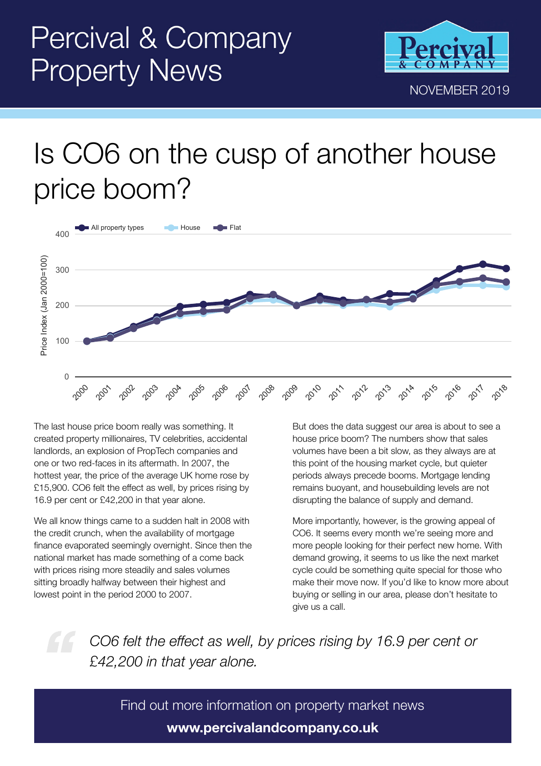# Percival & Company Property News

NOVEMBER 2019

# Is CO6 on the cusp of another house price boom?

The last house price boom really was something. It created property millionaires, TV celebrities, accidental landlords, an explosion of PropTech companies and one or two red-faces in its aftermath. In 2007, the hottest year, the price of the average UK home rose by £15,900. CO6 felt the effect as well, by prices rising by 16.9 per cent or £42,200 in that year alone.

We all know things came to a sudden halt in 2008 with the credit crunch, when the availability of mortgage finance evaporated seemingly overnight. Since then the national market has made something of a come back with prices rising more steadily and sales volumes sitting broadly halfway between their highest and lowest point in the period 2000 to 2007.

But does the data suggest our area is about to see a house price boom? The numbers show that sales volumes have been a bit slow, as they always are at this point of the housing market cycle, but quieter periods always precede booms. Mortgage lending remains buoyant, and housebuilding levels are not disrupting the balance of supply and demand.

More importantly, however, is the growing appeal of CO6. It seems every month we're seeing more and more people looking for their perfect new home. With demand growing, it seems to us like the next market cycle could be something quite special for those who make their move now. If you'd like to know more about buying or selling in our area, please don't hesitate to give us a call.

> *CO6 felt the effect as well, by prices rising by 16.9 per cent or £42,200 in that year alone.*

Find out more information on property market news

**www.percivalandcompany.co.uk**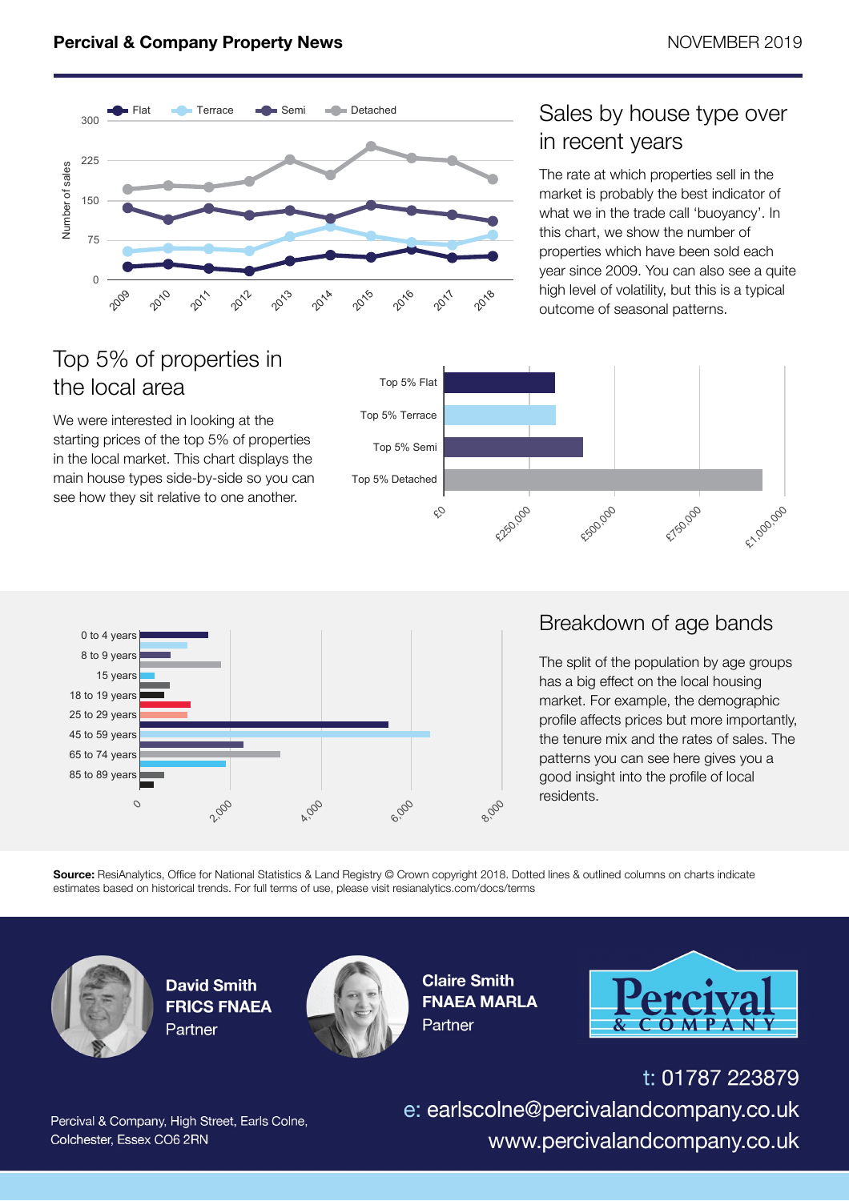# Percival & Company Property News

NOVEMBER 2019

Flat
Terrace
Semi
Detached

Number of sales

300
225
150
75
0

2009
2010
2011
2012
2013
2014
2015
2016
2017
2018

## Sales by house type over in recent years

The rate at which properties sell in the market is probably the best indicator of what we in the trade call 'buoyancy'. In this chart, we show the number of properties which have been sold each year since 2009. You can also see a quite high level of volatility, but this is a typical outcome of seasonal patterns.

## Top 5% of properties in the local area

We were interested in looking at the starting prices of the top 5% of properties in the local market. This chart displays the main house types side-by-side so you can see how they sit relative to one another.

Top 5% Flat
Top 5% Terrace
Top 5% Semi
Top 5% Detached

£0
£250,000
£500,000
£750,000
£1,000,000

0 to 4 years
8 to 9 years
15 years
18 to 19 years
25 to 29 years
45 to 59 years
65 to 74 years
85 to 89 years

0
2,000
4,000
6,000
8,000

## Breakdown of age bands

The split of the population by age groups has a big effect on the local housing market. For example, the demographic profile affects prices but more importantly, the tenure mix and the rates of sales. The patterns you can see here gives you a good insight into the profile of local residents.

**Source:** ResiAnalytics, Office for National Statistics & Land Registry © Crown copyright 2018. Dotted lines & outlined columns on charts indicate estimates based on historical trends. For full terms of use, please visit resianalytics.com/docs/terms

**David Smith**
**FRICS FNAEA**
Partner

**Claire Smith**
**FNAEA MARLA**
Partner

Percival & COMPANY

Percival & Company, High Street, Earls Colne, Colchester, Essex CO6 2RN

t: 01787 223879
e: earlscolne@percivalandcompany.co.uk
www.percivalandcompany.co.uk